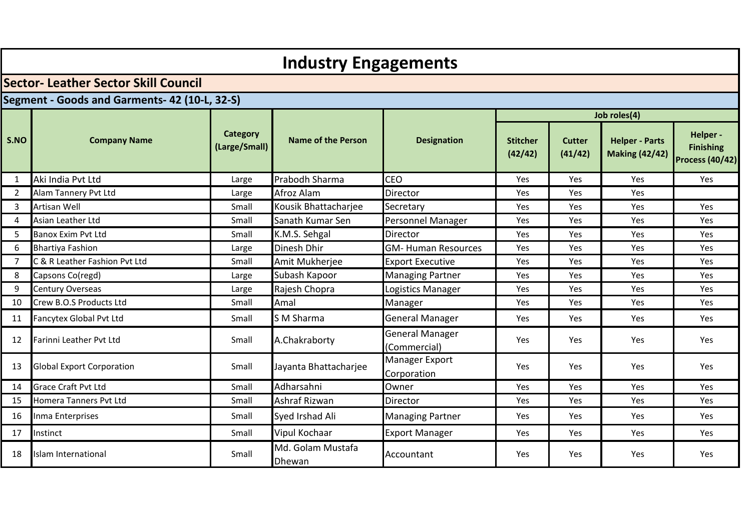# Industry Engagements

## Sector- Leather Sector Skill Council

### Segment - Goods and Garments- 42 (10-L, 32-S)

| S.NO | Company Name | Category (Large/Small) | Name of the Person | Designation | Job roles(4) | | | |
|---|---|---|---|---|---|---|---|---|
| | | | | | Stitcher (42/42) | Cutter (41/42) | Helper - Parts Making (42/42) | Helper - Finishing Process (40/42) |
| 1 | Aki India Pvt Ltd | Large | Prabodh Sharma | CEO | Yes | Yes | Yes | Yes |
| 2 | Alam Tannery Pvt Ltd | Large | Afroz Alam | Director | Yes | Yes | Yes | |
| 3 | Artisan Well | Small | Kousik Bhattacharjee | Secretary | Yes | Yes | Yes | Yes |
| 4 | Asian Leather Ltd | Small | Sanath Kumar Sen | Personnel Manager | Yes | Yes | Yes | Yes |
| 5 | Banox Exim Pvt Ltd | Small | K.M.S. Sehgal | Director | Yes | Yes | Yes | Yes |
| 6 | Bhartiya Fashion | Large | Dinesh Dhir | GM- Human Resources | Yes | Yes | Yes | Yes |
| 7 | C & R Leather Fashion Pvt Ltd | Small | Amit Mukherjee | Export Executive | Yes | Yes | Yes | Yes |
| 8 | Capsons Co(regd) | Large | Subash Kapoor | Managing Partner | Yes | Yes | Yes | Yes |
| 9 | Century Overseas | Large | Rajesh Chopra | Logistics Manager | Yes | Yes | Yes | Yes |
| 10 | Crew B.O.S Products Ltd | Small | Amal | Manager | Yes | Yes | Yes | Yes |
| 11 | Fancytex Global Pvt Ltd | Small | S M Sharma | General Manager | Yes | Yes | Yes | Yes |
| 12 | Farinni Leather Pvt Ltd | Small | A.Chakraborty | General Manager (Commercial) | Yes | Yes | Yes | Yes |
| 13 | Global Export Corporation | Small | Jayanta Bhattacharjee | Manager Export Corporation | Yes | Yes | Yes | Yes |
| 14 | Grace Craft Pvt Ltd | Small | Adharsahni | Owner | Yes | Yes | Yes | Yes |
| 15 | Homera Tanners Pvt Ltd | Small | Ashraf Rizwan | Director | Yes | Yes | Yes | Yes |
| 16 | Inma Enterprises | Small | Syed Irshad Ali | Managing Partner | Yes | Yes | Yes | Yes |
| 17 | Instinct | Small | Vipul Kochaar | Export Manager | Yes | Yes | Yes | Yes |
| 18 | Islam International | Small | Md. Golam Mustafa Dhewan | Accountant | Yes | Yes | Yes | Yes |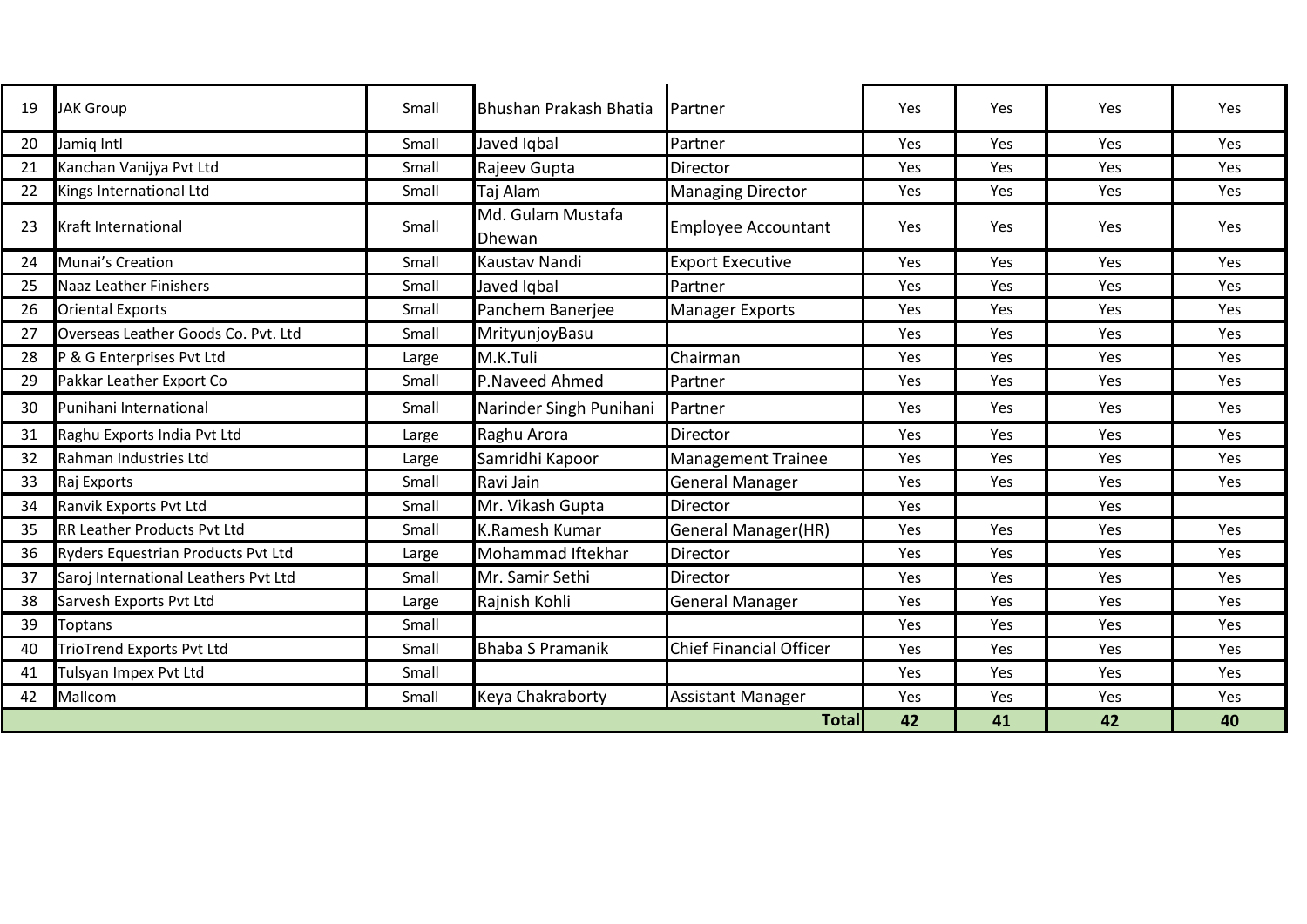| | | | | | | | | |
|---|---|---|---|---|---|---|---|---|
| 19 | JAK Group | Small | Bhushan Prakash Bhatia | Partner | Yes | Yes | Yes | Yes |
| 20 | Jamiq Intl | Small | Javed Iqbal | Partner | Yes | Yes | Yes | Yes |
| 21 | Kanchan Vanijya Pvt Ltd | Small | Rajeev Gupta | Director | Yes | Yes | Yes | Yes |
| 22 | Kings International Ltd | Small | Taj Alam | Managing Director | Yes | Yes | Yes | Yes |
| 23 | Kraft International | Small | Md. Gulam Mustafa Dhewan | Employee Accountant | Yes | Yes | Yes | Yes |
| 24 | Munai's Creation | Small | Kaustav Nandi | Export Executive | Yes | Yes | Yes | Yes |
| 25 | Naaz Leather Finishers | Small | Javed Iqbal | Partner | Yes | Yes | Yes | Yes |
| 26 | Oriental Exports | Small | Panchem Banerjee | Manager Exports | Yes | Yes | Yes | Yes |
| 27 | Overseas Leather Goods Co. Pvt. Ltd | Small | MrityunjoyBasu | | Yes | Yes | Yes | Yes |
| 28 | P & G Enterprises Pvt Ltd | Large | M.K.Tuli | Chairman | Yes | Yes | Yes | Yes |
| 29 | Pakkar Leather Export Co | Small | P.Naveed Ahmed | Partner | Yes | Yes | Yes | Yes |
| 30 | Punihani International | Small | Narinder Singh Punihani | Partner | Yes | Yes | Yes | Yes |
| 31 | Raghu Exports India Pvt Ltd | Large | Raghu Arora | Director | Yes | Yes | Yes | Yes |
| 32 | Rahman Industries Ltd | Large | Samridhi Kapoor | Management Trainee | Yes | Yes | Yes | Yes |
| 33 | Raj Exports | Small | Ravi Jain | General Manager | Yes | Yes | Yes | Yes |
| 34 | Ranvik Exports Pvt Ltd | Small | Mr. Vikash Gupta | Director | Yes | | Yes | |
| 35 | RR Leather Products Pvt Ltd | Small | K.Ramesh Kumar | General Manager(HR) | Yes | Yes | Yes | Yes |
| 36 | Ryders Equestrian Products Pvt Ltd | Large | Mohammad Iftekhar | Director | Yes | Yes | Yes | Yes |
| 37 | Saroj International Leathers Pvt Ltd | Small | Mr. Samir Sethi | Director | Yes | Yes | Yes | Yes |
| 38 | Sarvesh Exports Pvt Ltd | Large | Rajnish Kohli | General Manager | Yes | Yes | Yes | Yes |
| 39 | Toptans | Small | | | Yes | Yes | Yes | Yes |
| 40 | TrioTrend Exports Pvt Ltd | Small | Bhaba S Pramanik | Chief Financial Officer | Yes | Yes | Yes | Yes |
| 41 | Tulsyan Impex Pvt Ltd | Small | | | Yes | Yes | Yes | Yes |
| 42 | Mallcom | Small | Keya Chakraborty | Assistant Manager | Yes | Yes | Yes | Yes |
| | | | | **Total** | **42** | **41** | **42** | **40** |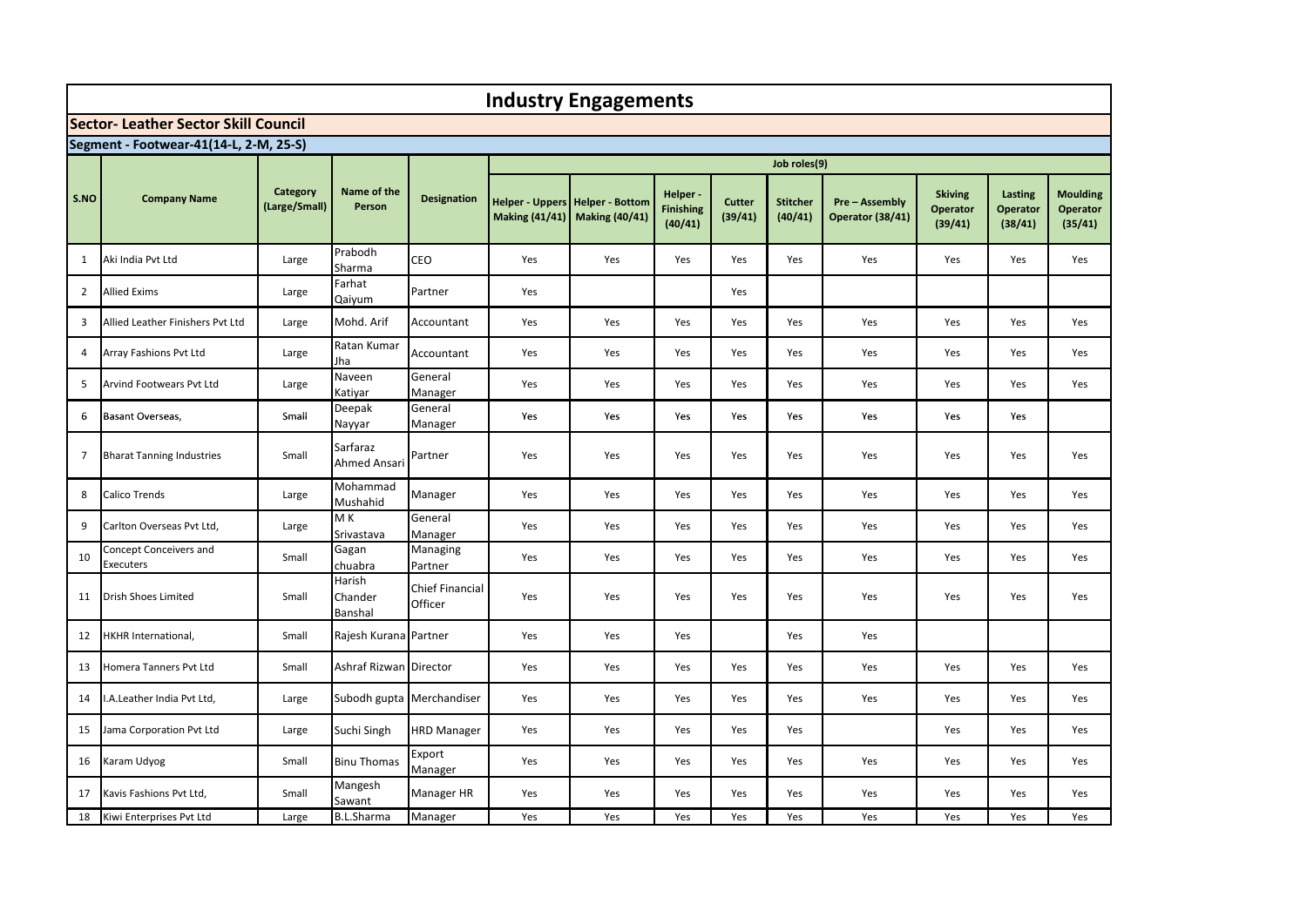# Industry Engagements

## Sector- Leather Sector Skill Council

### Segment - Footwear-41(14-L, 2-M, 25-S)

| S.NO | Company Name | Category (Large/Small) | Name of the Person | Designation | Job roles(9) | | | | | | | | |
|---|---|---|---|---|---|---|---|---|---|---|---|---|---|
| | | | | | Helper - Uppers Making (41/41) | Helper - Bottom Making (40/41) | Helper - Finishing (40/41) | Cutter (39/41) | Stitcher (40/41) | Pre – Assembly Operator (38/41) | Skiving Operator (39/41) | Lasting Operator (38/41) | Moulding Operator (35/41) |
| 1 | Aki India Pvt Ltd | Large | Prabodh Sharma | CEO | Yes | Yes | Yes | Yes | Yes | Yes | Yes | Yes | Yes |
| 2 | Allied Exims | Large | Farhat Qaiyum | Partner | Yes | | | Yes | | | | | |
| 3 | Allied Leather Finishers Pvt Ltd | Large | Mohd. Arif | Accountant | Yes | Yes | Yes | Yes | Yes | Yes | Yes | Yes | Yes |
| 4 | Array Fashions Pvt Ltd | Large | Ratan Kumar Jha | Accountant | Yes | Yes | Yes | Yes | Yes | Yes | Yes | Yes | Yes |
| 5 | Arvind Footwears Pvt Ltd | Large | Naveen Katiyar | General Manager | Yes | Yes | Yes | Yes | Yes | Yes | Yes | Yes | Yes |
| 6 | Basant Overseas, | Small | Deepak Nayyar | General Manager | Yes | Yes | Yes | Yes | Yes | Yes | Yes | Yes | |
| 7 | Bharat Tanning Industries | Small | Sarfaraz Ahmed Ansari | Partner | Yes | Yes | Yes | Yes | Yes | Yes | Yes | Yes | Yes |
| 8 | Calico Trends | Large | Mohammad Mushahid | Manager | Yes | Yes | Yes | Yes | Yes | Yes | Yes | Yes | Yes |
| 9 | Carlton Overseas Pvt Ltd, | Large | M K Srivastava | General Manager | Yes | Yes | Yes | Yes | Yes | Yes | Yes | Yes | Yes |
| 10 | Concept Conceivers and Executers | Small | Gagan chuabra | Managing Partner | Yes | Yes | Yes | Yes | Yes | Yes | Yes | Yes | Yes |
| 11 | Drish Shoes Limited | Small | Harish Chander Banshal | Chief Financial Officer | Yes | Yes | Yes | Yes | Yes | Yes | Yes | Yes | Yes |
| 12 | HKHR International, | Small | Rajesh Kurana | Partner | Yes | Yes | Yes | | Yes | Yes | | | |
| 13 | Homera Tanners Pvt Ltd | Small | Ashraf Rizwan | Director | Yes | Yes | Yes | Yes | Yes | Yes | Yes | Yes | Yes |
| 14 | I.A.Leather India Pvt Ltd, | Large | Subodh gupta | Merchandiser | Yes | Yes | Yes | Yes | Yes | Yes | Yes | Yes | Yes |
| 15 | Jama Corporation Pvt Ltd | Large | Suchi Singh | HRD Manager | Yes | Yes | Yes | Yes | Yes | | Yes | Yes | Yes |
| 16 | Karam Udyog | Small | Binu Thomas | Export Manager | Yes | Yes | Yes | Yes | Yes | Yes | Yes | Yes | Yes |
| 17 | Kavis Fashions Pvt Ltd, | Small | Mangesh Sawant | Manager HR | Yes | Yes | Yes | Yes | Yes | Yes | Yes | Yes | Yes |
| 18 | Kiwi Enterprises Pvt Ltd | Large | B.L.Sharma | Manager | Yes | Yes | Yes | Yes | Yes | Yes | Yes | Yes | Yes |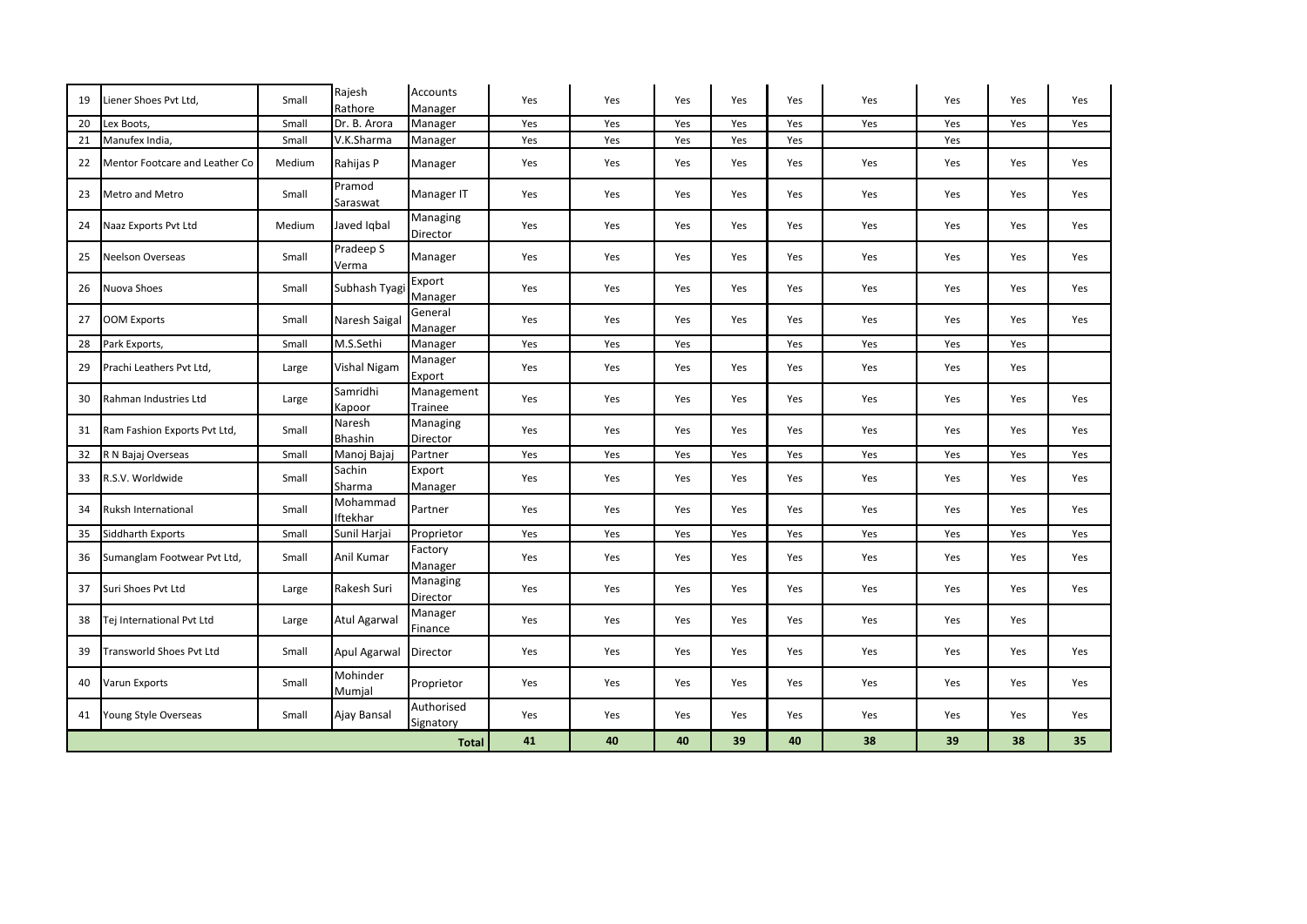| | | | | | | | | | | | | |
|---|---|---|---|---|---|---|---|---|---|---|---|---|
| 19 | Liener Shoes Pvt Ltd, | Small | Rajesh Rathore | Accounts Manager | Yes | Yes | Yes | Yes | Yes | Yes | Yes | Yes | Yes |
| 20 | Lex Boots, | Small | Dr. B. Arora | Manager | Yes | Yes | Yes | Yes | Yes | Yes | Yes | Yes | Yes |
| 21 | Manufex India, | Small | V.K.Sharma | Manager | Yes | Yes | Yes | Yes | Yes | | Yes | | |
| 22 | Mentor Footcare and Leather Co | Medium | Rahijas P | Manager | Yes | Yes | Yes | Yes | Yes | Yes | Yes | Yes | Yes |
| 23 | Metro and Metro | Small | Pramod Saraswat | Manager IT | Yes | Yes | Yes | Yes | Yes | Yes | Yes | Yes | Yes |
| 24 | Naaz Exports Pvt Ltd | Medium | Javed Iqbal | Managing Director | Yes | Yes | Yes | Yes | Yes | Yes | Yes | Yes | Yes |
| 25 | Neelson Overseas | Small | Pradeep S Verma | Manager | Yes | Yes | Yes | Yes | Yes | Yes | Yes | Yes | Yes |
| 26 | Nuova Shoes | Small | Subhash Tyagi | Export Manager | Yes | Yes | Yes | Yes | Yes | Yes | Yes | Yes | Yes |
| 27 | OOM Exports | Small | Naresh Saigal | General Manager | Yes | Yes | Yes | Yes | Yes | Yes | Yes | Yes | Yes |
| 28 | Park Exports, | Small | M.S.Sethi | Manager | Yes | Yes | Yes | | Yes | Yes | Yes | Yes | |
| 29 | Prachi Leathers Pvt Ltd, | Large | Vishal Nigam | Manager Export | Yes | Yes | Yes | Yes | Yes | Yes | Yes | Yes | |
| 30 | Rahman Industries Ltd | Large | Samridhi Kapoor | Management Trainee | Yes | Yes | Yes | Yes | Yes | Yes | Yes | Yes | Yes |
| 31 | Ram Fashion Exports Pvt Ltd, | Small | Naresh Bhashin | Managing Director | Yes | Yes | Yes | Yes | Yes | Yes | Yes | Yes | Yes |
| 32 | R N Bajaj Overseas | Small | Manoj Bajaj | Partner | Yes | Yes | Yes | Yes | Yes | Yes | Yes | Yes | Yes |
| 33 | R.S.V. Worldwide | Small | Sachin Sharma | Export Manager | Yes | Yes | Yes | Yes | Yes | Yes | Yes | Yes | Yes |
| 34 | Ruksh International | Small | Mohammad Iftekhar | Partner | Yes | Yes | Yes | Yes | Yes | Yes | Yes | Yes | Yes |
| 35 | Siddharth Exports | Small | Sunil Harjai | Proprietor | Yes | Yes | Yes | Yes | Yes | Yes | Yes | Yes | Yes |
| 36 | Sumanglam Footwear Pvt Ltd, | Small | Anil Kumar | Factory Manager | Yes | Yes | Yes | Yes | Yes | Yes | Yes | Yes | Yes |
| 37 | Suri Shoes Pvt Ltd | Large | Rakesh Suri | Managing Director | Yes | Yes | Yes | Yes | Yes | Yes | Yes | Yes | Yes |
| 38 | Tej International Pvt Ltd | Large | Atul Agarwal | Manager Finance | Yes | Yes | Yes | Yes | Yes | Yes | Yes | Yes | |
| 39 | Transworld Shoes Pvt Ltd | Small | Apul Agarwal | Director | Yes | Yes | Yes | Yes | Yes | Yes | Yes | Yes | Yes |
| 40 | Varun Exports | Small | Mohinder Mumjal | Proprietor | Yes | Yes | Yes | Yes | Yes | Yes | Yes | Yes | Yes |
| 41 | Young Style Overseas | Small | Ajay Bansal | Authorised Signatory | Yes | Yes | Yes | Yes | Yes | Yes | Yes | Yes | Yes |
| | | | | **Total** | **41** | **40** | **40** | **39** | **40** | **38** | **39** | **38** | **35** |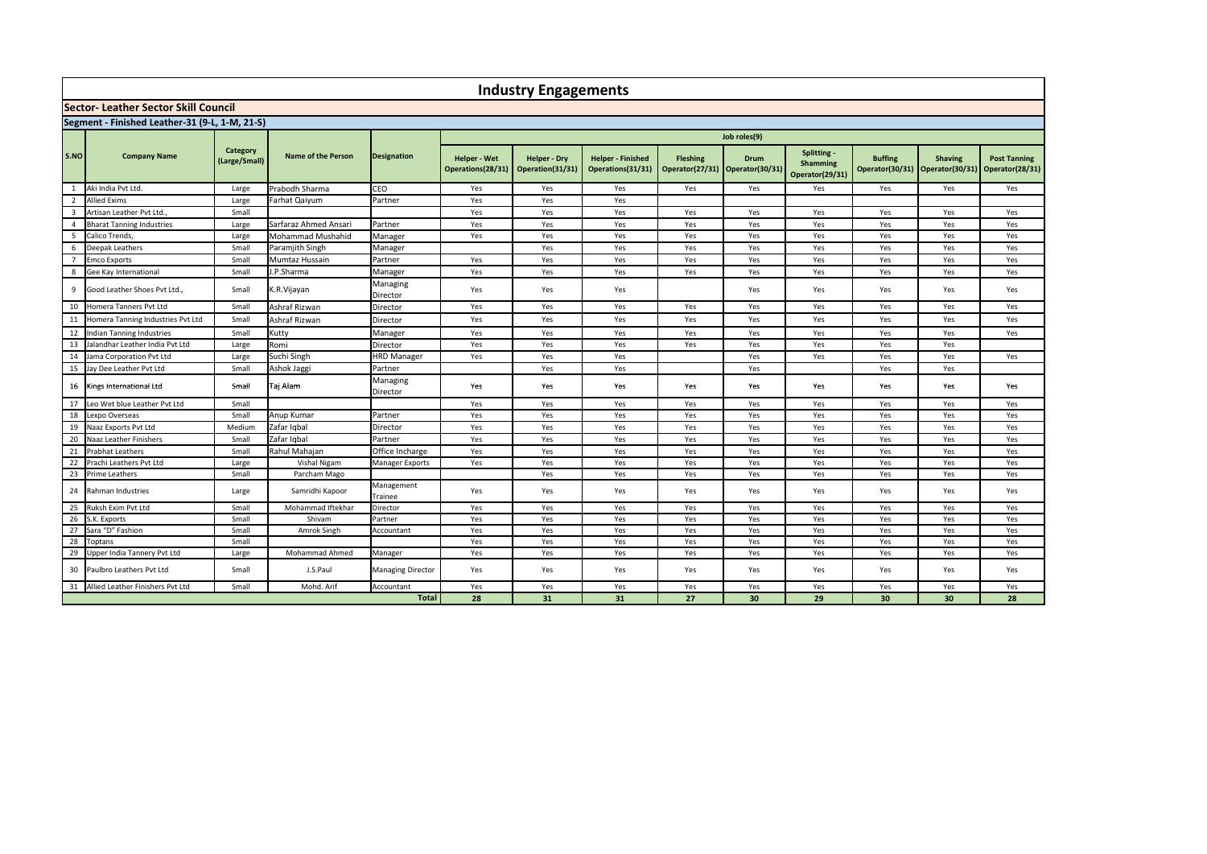# Industry Engagements

**Sector- Leather Sector Skill Council**

**Segment - Finished Leather-31 (9-L, 1-M, 21-S)**

| S.NO | Company Name | Category (Large/Small) | Name of the Person | Designation | Job roles(9) | | | | | | | | |
|---|---|---|---|---|---|---|---|---|---|---|---|---|---|
| | | | | | Helper - Wet Operations(28/31) | Helper - Dry Operation(31/31) | Helper - Finished Operations(31/31) | Fleshing Operator(27/31) | Drum Operator(30/31) | Splitting - Shamming Operator(29/31) | Buffing Operator(30/31) | Shaving Operator(30/31) | Post Tanning Operator(28/31) |
| 1 | Aki India Pvt Ltd. | Large | Prabodh Sharma | CEO | Yes | Yes | Yes | Yes | Yes | Yes | Yes | Yes | Yes |
| 2 | Allied Exims | Large | Farhat Qaiyum | Partner | Yes | Yes | Yes | | | | | | |
| 3 | Artisan Leather Pvt Ltd., | Small | | | Yes | Yes | Yes | Yes | Yes | Yes | Yes | Yes | Yes |
| 4 | Bharat Tanning Industries | Large | Sarfaraz Ahmed Ansari | Partner | Yes | Yes | Yes | Yes | Yes | Yes | Yes | Yes | Yes |
| 5 | Calico Trends, | Large | Mohammad Mushahid | Manager | Yes | Yes | Yes | Yes | Yes | Yes | Yes | Yes | Yes |
| 6 | Deepak Leathers | Small | Paramjith Singh | Manager | | Yes | Yes | Yes | Yes | Yes | Yes | Yes | Yes |
| 7 | Emco Exports | Small | Mumtaz Hussain | Partner | Yes | Yes | Yes | Yes | Yes | Yes | Yes | Yes | Yes |
| 8 | Gee Kay International | Small | J.P.Sharma | Manager | Yes | Yes | Yes | Yes | Yes | Yes | Yes | Yes | Yes |
| 9 | Good Leather Shoes Pvt Ltd., | Small | K.R.Vijayan | Managing Director | Yes | Yes | Yes | | Yes | Yes | Yes | Yes | Yes |
| 10 | Homera Tanners Pvt Ltd | Small | Ashraf Rizwan | Director | Yes | Yes | Yes | Yes | Yes | Yes | Yes | Yes | Yes |
| 11 | Homera Tanning Industries Pvt Ltd | Small | Ashraf Rizwan | Director | Yes | Yes | Yes | Yes | Yes | Yes | Yes | Yes | Yes |
| 12 | Indian Tanning Industries | Small | Kutty | Manager | Yes | Yes | Yes | Yes | Yes | Yes | Yes | Yes | Yes |
| 13 | Jalandhar Leather India Pvt Ltd | Large | Romi | Director | Yes | Yes | Yes | Yes | Yes | Yes | Yes | Yes | |
| 14 | Jama Corporation Pvt Ltd | Large | Suchi Singh | HRD Manager | Yes | Yes | Yes | | Yes | Yes | Yes | Yes | Yes |
| 15 | Jay Dee Leather Pvt Ltd | Small | Ashok Jaggi | Partner | | Yes | Yes | | Yes | | Yes | Yes | |
| 16 | Kings International Ltd | Small | Taj Alam | Managing Director | Yes | Yes | Yes | Yes | Yes | Yes | Yes | Yes | Yes |
| 17 | Leo Wet blue Leather Pvt Ltd | Small | | | Yes | Yes | Yes | Yes | Yes | Yes | Yes | Yes | Yes |
| 18 | Lexpo Overseas | Small | Anup Kumar | Partner | Yes | Yes | Yes | Yes | Yes | Yes | Yes | Yes | Yes |
| 19 | Naaz Exports Pvt Ltd | Medium | Zafar Iqbal | Director | Yes | Yes | Yes | Yes | Yes | Yes | Yes | Yes | Yes |
| 20 | Naaz Leather Finishers | Small | Zafar Iqbal | Partner | Yes | Yes | Yes | Yes | Yes | Yes | Yes | Yes | Yes |
| 21 | Prabhat Leathers | Small | Rahul Mahajan | Office Incharge | Yes | Yes | Yes | Yes | Yes | Yes | Yes | Yes | Yes |
| 22 | Prachi Leathers Pvt Ltd | Large | Vishal Nigam | Manager Exports | Yes | Yes | Yes | Yes | Yes | Yes | Yes | Yes | Yes |
| 23 | Prime Leathers | Small | Parcham Mago | | | Yes | Yes | Yes | Yes | Yes | Yes | Yes | Yes |
| 24 | Rahman Industries | Large | Samridhi Kapoor | Management Trainee | Yes | Yes | Yes | Yes | Yes | Yes | Yes | Yes | Yes |
| 25 | Ruksh Exim Pvt Ltd | Small | Mohammad Iftekhar | Director | Yes | Yes | Yes | Yes | Yes | Yes | Yes | Yes | Yes |
| 26 | S.K. Exports | Small | Shivam | Partner | Yes | Yes | Yes | Yes | Yes | Yes | Yes | Yes | Yes |
| 27 | Sara "D" Fashion | Small | Amrok Singh | Accountant | Yes | Yes | Yes | Yes | Yes | Yes | Yes | Yes | Yes |
| 28 | Toptans | Small | | | Yes | Yes | Yes | Yes | Yes | Yes | Yes | Yes | Yes |
| 29 | Upper India Tannery Pvt Ltd | Large | Mohammad Ahmed | Manager | Yes | Yes | Yes | Yes | Yes | Yes | Yes | Yes | Yes |
| 30 | Paulbro Leathers Pvt Ltd | Small | J.S.Paul | Managing Director | Yes | Yes | Yes | Yes | Yes | Yes | Yes | Yes | Yes |
| 31 | Allied Leather Finishers Pvt Ltd | Small | Mohd. Arif | Accountant | Yes | Yes | Yes | Yes | Yes | Yes | Yes | Yes | Yes |
| | | | | **Total** | **28** | **31** | **31** | **27** | **30** | **29** | **30** | **30** | **28** |